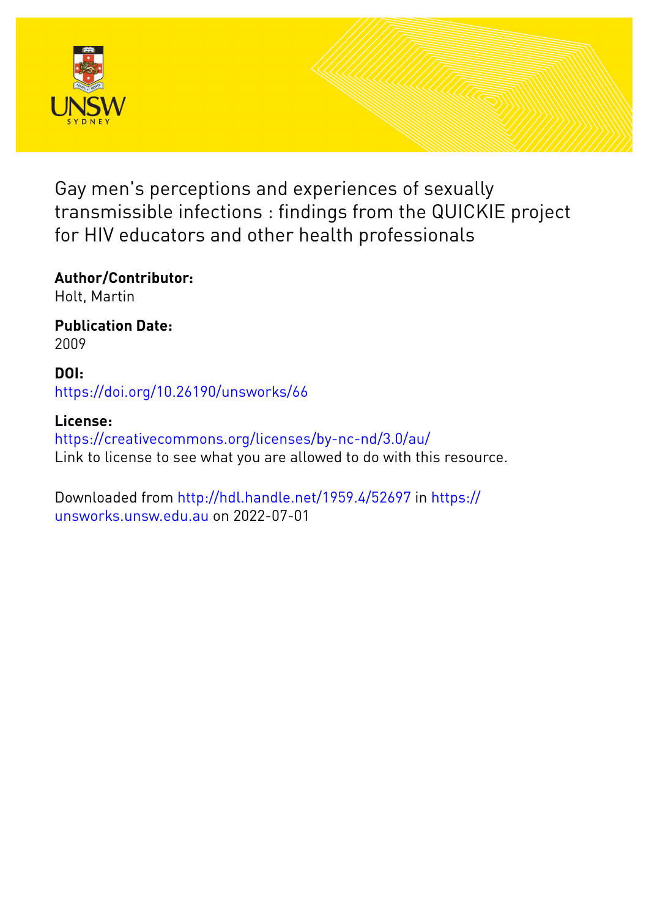# Gay men's perceptions and experiences of sexually transmissible infections : findings from the QUICKIE project for HIV educators and other health professionals

**Author/Contributor:**
Holt, Martin

**Publication Date:**
2009

**DOI:**
https://doi.org/10.26190/unsworks/66

**License:**
https://creativecommons.org/licenses/by-nc-nd/3.0/au/
Link to license to see what you are allowed to do with this resource.

Downloaded from http://hdl.handle.net/1959.4/52697 in https://unsworks.unsw.edu.au on 2022-07-01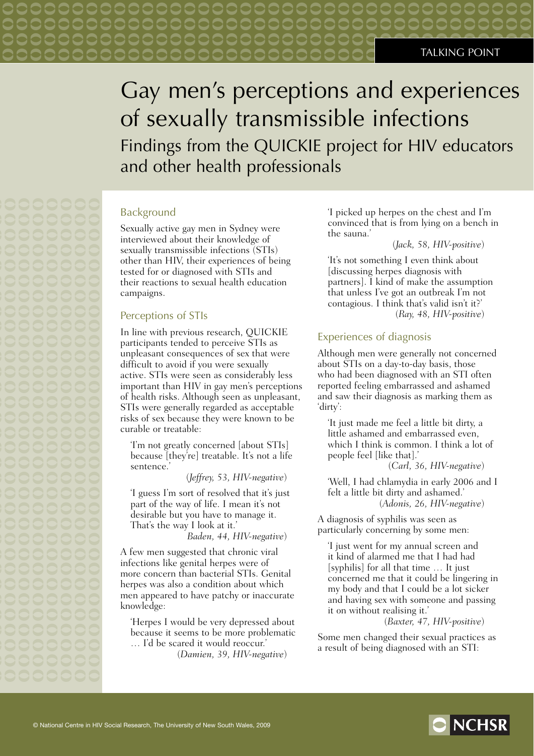TALKING POINT

# Gay men's perceptions and experiences of sexually transmissible infections

## Findings from the QUICKIE project for HIV educators and other health professionals

### Background

Sexually active gay men in Sydney were interviewed about their knowledge of sexually transmissible infections (STIs) other than HIV, their experiences of being tested for or diagnosed with STIs and their reactions to sexual health education campaigns.

### Perceptions of STIs

In line with previous research, QUICKIE participants tended to perceive STIs as unpleasant consequences of sex that were difficult to avoid if you were sexually active. STIs were seen as considerably less important than HIV in gay men's perceptions of health risks. Although seen as unpleasant, STIs were generally regarded as acceptable risks of sex because they were known to be curable or treatable:

> 'I'm not greatly concerned [about STIs] because [they're] treatable. It's not a life sentence.'
>
> (*Jeffrey, 53, HIV-negative*)

> 'I guess I'm sort of resolved that it's just part of the way of life. I mean it's not desirable but you have to manage it. That's the way I look at it.'
>
> *Baden, 44, HIV-negative*)

A few men suggested that chronic viral infections like genital herpes were of more concern than bacterial STIs. Genital herpes was also a condition about which men appeared to have patchy or inaccurate knowledge:

> 'Herpes I would be very depressed about because it seems to be more problematic … I'd be scared it would reoccur.'
>
> (*Damien, 39, HIV-negative*)

> 'I picked up herpes on the chest and I'm convinced that is from lying on a bench in the sauna.'
>
> (*Jack, 58, HIV-positive*)

> 'It's not something I even think about [discussing herpes diagnosis with partners]. I kind of make the assumption that unless I've got an outbreak I'm not contagious. I think that's valid isn't it?'
>
> (*Ray, 48, HIV-positive*)

### Experiences of diagnosis

Although men were generally not concerned about STIs on a day-to-day basis, those who had been diagnosed with an STI often reported feeling embarrassed and ashamed and saw their diagnosis as marking them as 'dirty':

> 'It just made me feel a little bit dirty, a little ashamed and embarrassed even, which I think is common. I think a lot of people feel [like that].'
>
> (*Carl, 36, HIV-negative*)

> 'Well, I had chlamydia in early 2006 and I felt a little bit dirty and ashamed.'
>
> (*Adonis, 26, HIV-negative*)

A diagnosis of syphilis was seen as particularly concerning by some men:

> 'I just went for my annual screen and it kind of alarmed me that I had had [syphilis] for all that time … It just concerned me that it could be lingering in my body and that I could be a lot sicker and having sex with someone and passing it on without realising it.'
>
> (*Baxter, 47, HIV-positive*)

Some men changed their sexual practices as a result of being diagnosed with an STI:

© National Centre in HIV Social Research, The University of New South Wales, 2009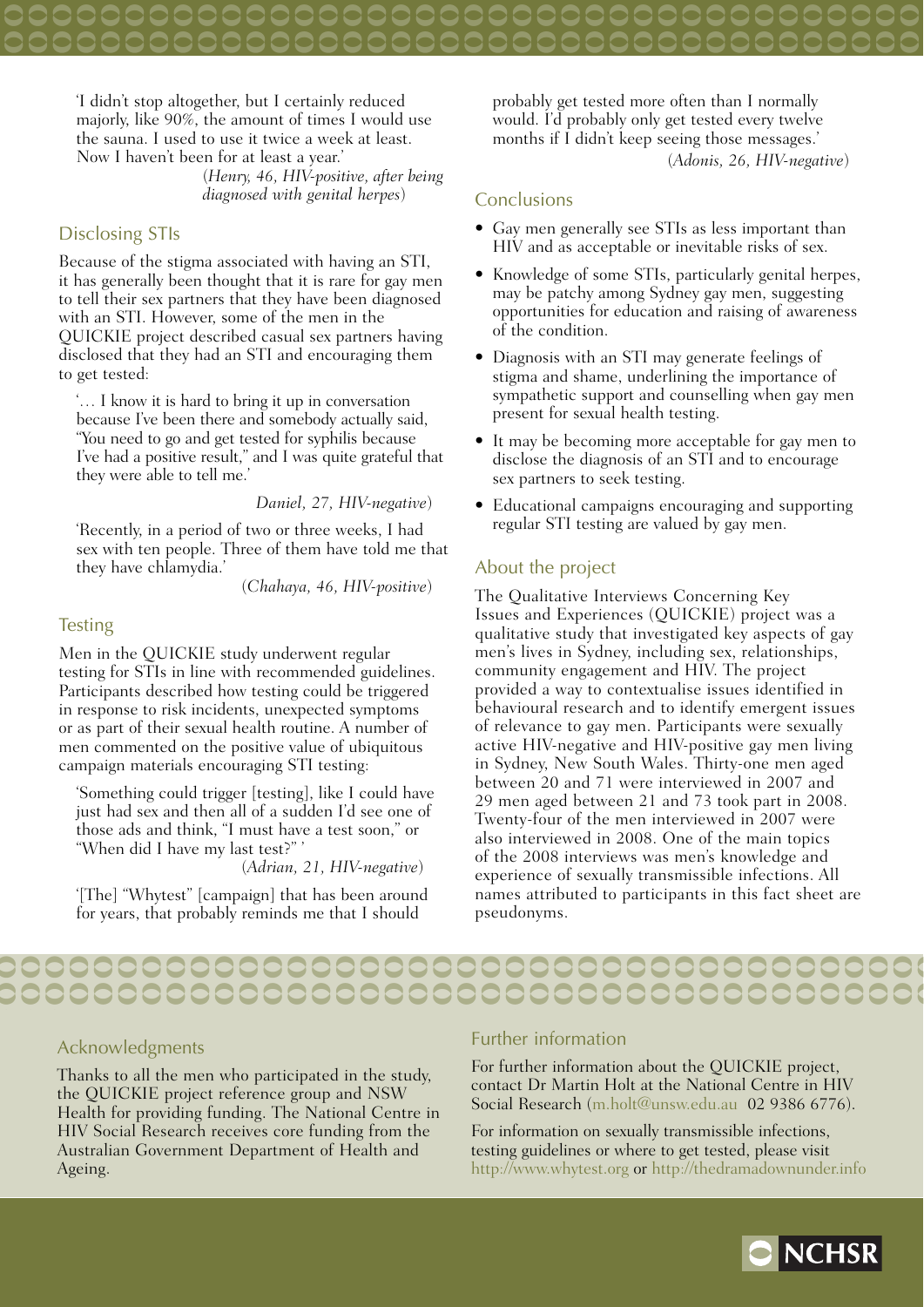'I didn't stop altogether, but I certainly reduced majorly, like 90%, the amount of times I would use the sauna. I used to use it twice a week at least. Now I haven't been for at least a year.'

(*Henry, 46, HIV-positive, after being diagnosed with genital herpes*)

## Disclosing STIs

Because of the stigma associated with having an STI, it has generally been thought that it is rare for gay men to tell their sex partners that they have been diagnosed with an STI. However, some of the men in the QUICKIE project described casual sex partners having disclosed that they had an STI and encouraging them to get tested:

'… I know it is hard to bring it up in conversation because I've been there and somebody actually said, "You need to go and get tested for syphilis because I've had a positive result," and I was quite grateful that they were able to tell me.'

*Daniel, 27, HIV-negative*)

'Recently, in a period of two or three weeks, I had sex with ten people. Three of them have told me that they have chlamydia.'

(*Chahaya, 46, HIV-positive*)

## Testing

Men in the QUICKIE study underwent regular testing for STIs in line with recommended guidelines. Participants described how testing could be triggered in response to risk incidents, unexpected symptoms or as part of their sexual health routine. A number of men commented on the positive value of ubiquitous campaign materials encouraging STI testing:

'Something could trigger [testing], like I could have just had sex and then all of a sudden I'd see one of those ads and think, "I must have a test soon," or "When did I have my last test?" '

(*Adrian, 21, HIV-negative*)

'[The] "Whytest" [campaign] that has been around for years, that probably reminds me that I should probably get tested more often than I normally would. I'd probably only get tested every twelve months if I didn't keep seeing those messages.'

(*Adonis, 26, HIV-negative*)

## Conclusions

- Gay men generally see STIs as less important than HIV and as acceptable or inevitable risks of sex.
- Knowledge of some STIs, particularly genital herpes, may be patchy among Sydney gay men, suggesting opportunities for education and raising of awareness of the condition.
- Diagnosis with an STI may generate feelings of stigma and shame, underlining the importance of sympathetic support and counselling when gay men present for sexual health testing.
- It may be becoming more acceptable for gay men to disclose the diagnosis of an STI and to encourage sex partners to seek testing.
- Educational campaigns encouraging and supporting regular STI testing are valued by gay men.

## About the project

The Qualitative Interviews Concerning Key Issues and Experiences (QUICKIE) project was a qualitative study that investigated key aspects of gay men's lives in Sydney, including sex, relationships, community engagement and HIV. The project provided a way to contextualise issues identified in behavioural research and to identify emergent issues of relevance to gay men. Participants were sexually active HIV-negative and HIV-positive gay men living in Sydney, New South Wales. Thirty-one men aged between 20 and 71 were interviewed in 2007 and 29 men aged between 21 and 73 took part in 2008. Twenty-four of the men interviewed in 2007 were also interviewed in 2008. One of the main topics of the 2008 interviews was men's knowledge and experience of sexually transmissible infections. All names attributed to participants in this fact sheet are pseudonyms.

## Acknowledgments

Thanks to all the men who participated in the study, the QUICKIE project reference group and NSW Health for providing funding. The National Centre in HIV Social Research receives core funding from the Australian Government Department of Health and Ageing.

## Further information

For further information about the QUICKIE project, contact Dr Martin Holt at the National Centre in HIV Social Research (m.holt@unsw.edu.au 02 9386 6776).

For information on sexually transmissible infections, testing guidelines or where to get tested, please visit http://www.whytest.org or http://thedramadownunder.info

NCHSR